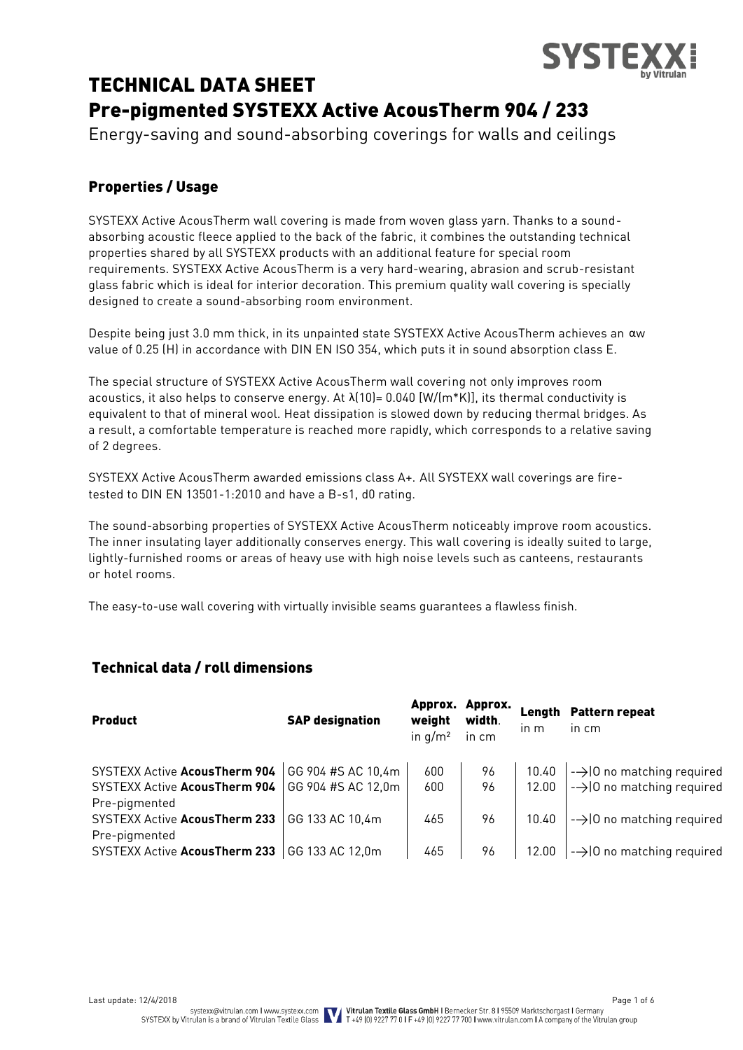# TECHNICAL DATA SHEET
# Pre-pigmented SYSTEXX Active AcousTherm 904 / 233

Energy-saving and sound-absorbing coverings for walls and ceilings

## Properties / Usage

SYSTEXX Active AcousTherm wall covering is made from woven glass yarn. Thanks to a sound-absorbing acoustic fleece applied to the back of the fabric, it combines the outstanding technical properties shared by all SYSTEXX products with an additional feature for special room requirements. SYSTEXX Active AcousTherm is a very hard-wearing, abrasion and scrub-resistant glass fabric which is ideal for interior decoration. This premium quality wall covering is specially designed to create a sound-absorbing room environment.

Despite being just 3.0 mm thick, in its unpainted state SYSTEXX Active AcousTherm achieves an $\alpha_w$ value of 0.25 (H) in accordance with DIN EN ISO 354, which puts it in sound absorption class E.

The special structure of SYSTEXX Active AcousTherm wall covering not only improves room acoustics, it also helps to conserve energy. At $\lambda(10)$= 0.040 [W/(m*K)], its thermal conductivity is equivalent to that of mineral wool. Heat dissipation is slowed down by reducing thermal bridges. As a result, a comfortable temperature is reached more rapidly, which corresponds to a relative saving of 2 degrees.

SYSTEXX Active AcousTherm awarded emissions class A+. All SYSTEXX wall coverings are fire-tested to DIN EN 13501-1:2010 and have a B-s1, d0 rating.

The sound-absorbing properties of SYSTEXX Active AcousTherm noticeably improve room acoustics. The inner insulating layer additionally conserves energy. This wall covering is ideally suited to large, lightly-furnished rooms or areas of heavy use with high noise levels such as canteens, restaurants or hotel rooms.

The easy-to-use wall covering with virtually invisible seams guarantees a flawless finish.

## Technical data / roll dimensions

| Product | SAP designation | Approx. weight in g/m² | Approx. width. in cm | Length in m | Pattern repeat in cm |
|---|---|---|---|---|---|
| SYSTEXX Active **AcousTherm 904** | GG 904 #S AC 10,4m | 600 | 96 | 10.40 | -->\|0 no matching required |
| SYSTEXX Active **AcousTherm 904** | GG 904 #S AC 12,0m | 600 | 96 | 12.00 | -->\|0 no matching required |
| Pre-pigmented SYSTEXX Active **AcousTherm 233** | GG 133 AC 10,4m | 465 | 96 | 10.40 | -->\|0 no matching required |
| Pre-pigmented SYSTEXX Active **AcousTherm 233** | GG 133 AC 12,0m | 465 | 96 | 12.00 | -->\|0 no matching required |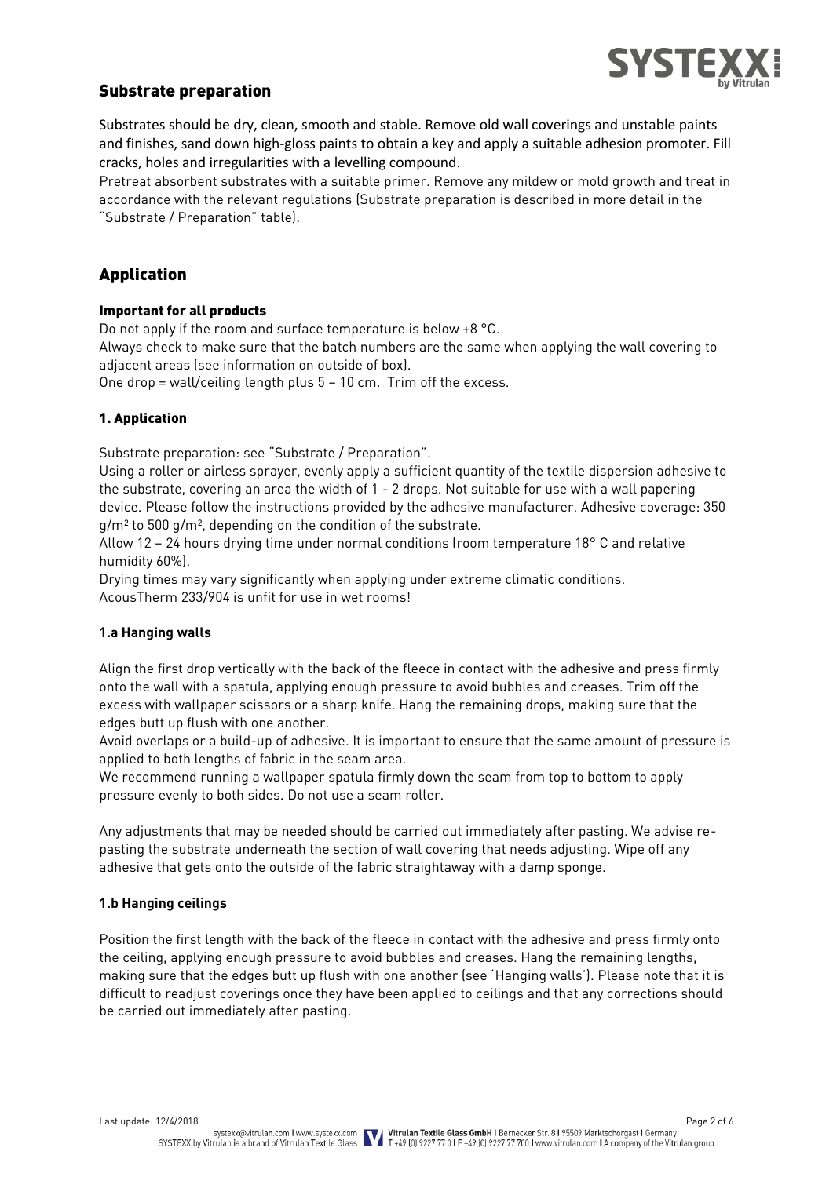## Substrate preparation

Substrates should be dry, clean, smooth and stable. Remove old wall coverings and unstable paints and finishes, sand down high-gloss paints to obtain a key and apply a suitable adhesion promoter. Fill cracks, holes and irregularities with a levelling compound.
Pretreat absorbent substrates with a suitable primer. Remove any mildew or mold growth and treat in accordance with the relevant regulations (Substrate preparation is described in more detail in the "Substrate / Preparation" table).

## Application

### Important for all products

Do not apply if the room and surface temperature is below +8 °C.
Always check to make sure that the batch numbers are the same when applying the wall covering to adjacent areas (see information on outside of box).
One drop = wall/ceiling length plus 5 – 10 cm. Trim off the excess.

### 1. Application

Substrate preparation: see "Substrate / Preparation".
Using a roller or airless sprayer, evenly apply a sufficient quantity of the textile dispersion adhesive to the substrate, covering an area the width of 1 - 2 drops. Not suitable for use with a wall papering device. Please follow the instructions provided by the adhesive manufacturer. Adhesive coverage: 350 g/m² to 500 g/m², depending on the condition of the substrate.
Allow 12 – 24 hours drying time under normal conditions (room temperature 18° C and relative humidity 60%).
Drying times may vary significantly when applying under extreme climatic conditions.
AcousTherm 233/904 is unfit for use in wet rooms!

#### 1.a Hanging walls

Align the first drop vertically with the back of the fleece in contact with the adhesive and press firmly onto the wall with a spatula, applying enough pressure to avoid bubbles and creases. Trim off the excess with wallpaper scissors or a sharp knife. Hang the remaining drops, making sure that the edges butt up flush with one another.
Avoid overlaps or a build-up of adhesive. It is important to ensure that the same amount of pressure is applied to both lengths of fabric in the seam area.
We recommend running a wallpaper spatula firmly down the seam from top to bottom to apply pressure evenly to both sides. Do not use a seam roller.

Any adjustments that may be needed should be carried out immediately after pasting. We advise re-pasting the substrate underneath the section of wall covering that needs adjusting. Wipe off any adhesive that gets onto the outside of the fabric straightaway with a damp sponge.

#### 1.b Hanging ceilings

Position the first length with the back of the fleece in contact with the adhesive and press firmly onto the ceiling, applying enough pressure to avoid bubbles and creases. Hang the remaining lengths, making sure that the edges butt up flush with one another (see 'Hanging walls'). Please note that it is difficult to readjust coverings once they have been applied to ceilings and that any corrections should be carried out immediately after pasting.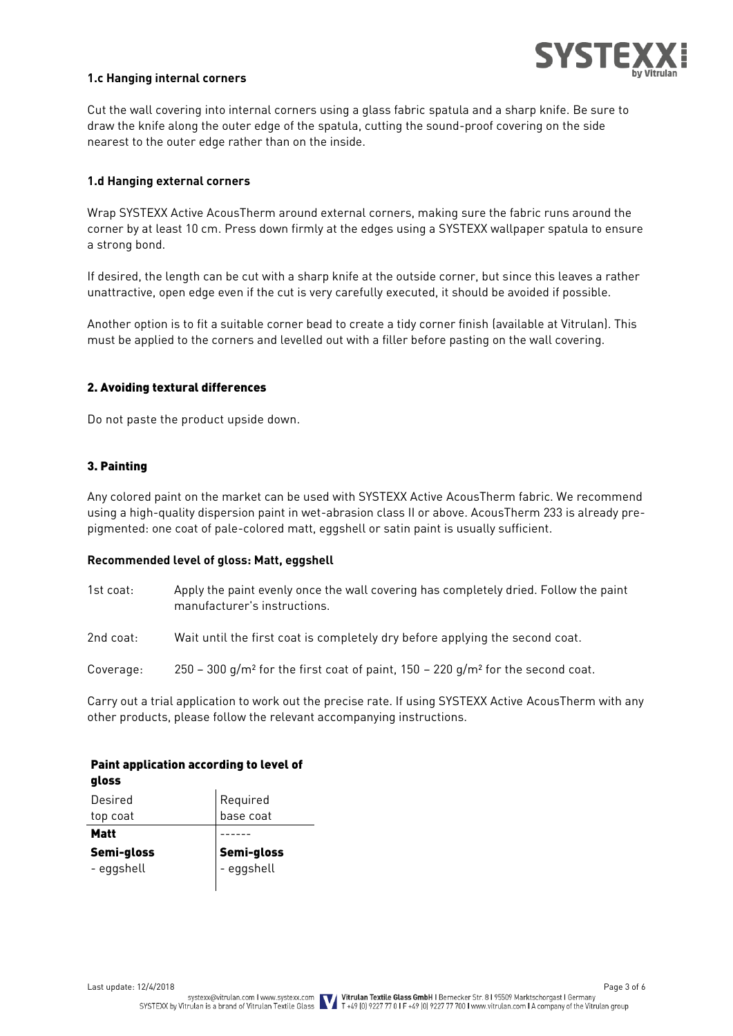### 1.c Hanging internal corners

Cut the wall covering into internal corners using a glass fabric spatula and a sharp knife. Be sure to draw the knife along the outer edge of the spatula, cutting the sound-proof covering on the side nearest to the outer edge rather than on the inside.

### 1.d Hanging external corners

Wrap SYSTEXX Active AcousTherm around external corners, making sure the fabric runs around the corner by at least 10 cm. Press down firmly at the edges using a SYSTEXX wallpaper spatula to ensure a strong bond.

If desired, the length can be cut with a sharp knife at the outside corner, but since this leaves a rather unattractive, open edge even if the cut is very carefully executed, it should be avoided if possible.

Another option is to fit a suitable corner bead to create a tidy corner finish (available at Vitrulan). This must be applied to the corners and levelled out with a filler before pasting on the wall covering.

## 2. Avoiding textural differences

Do not paste the product upside down.

## 3. Painting

Any colored paint on the market can be used with SYSTEXX Active AcousTherm fabric. We recommend using a high-quality dispersion paint in wet-abrasion class II or above. AcousTherm 233 is already pre-pigmented: one coat of pale-colored matt, eggshell or satin paint is usually sufficient.

**Recommended level of gloss: Matt, eggshell**

1st coat: Apply the paint evenly once the wall covering has completely dried. Follow the paint manufacturer's instructions.

2nd coat: Wait until the first coat is completely dry before applying the second coat.

Coverage: 250 – 300 g/m² for the first coat of paint, 150 – 220 g/m² for the second coat.

Carry out a trial application to work out the precise rate. If using SYSTEXX Active AcousTherm with any other products, please follow the relevant accompanying instructions.

**Paint application according to level of gloss**

| Desired top coat | Required base coat |
|---|---|
| **Matt** | ------ |
| **Semi-gloss** - eggshell | **Semi-gloss** - eggshell |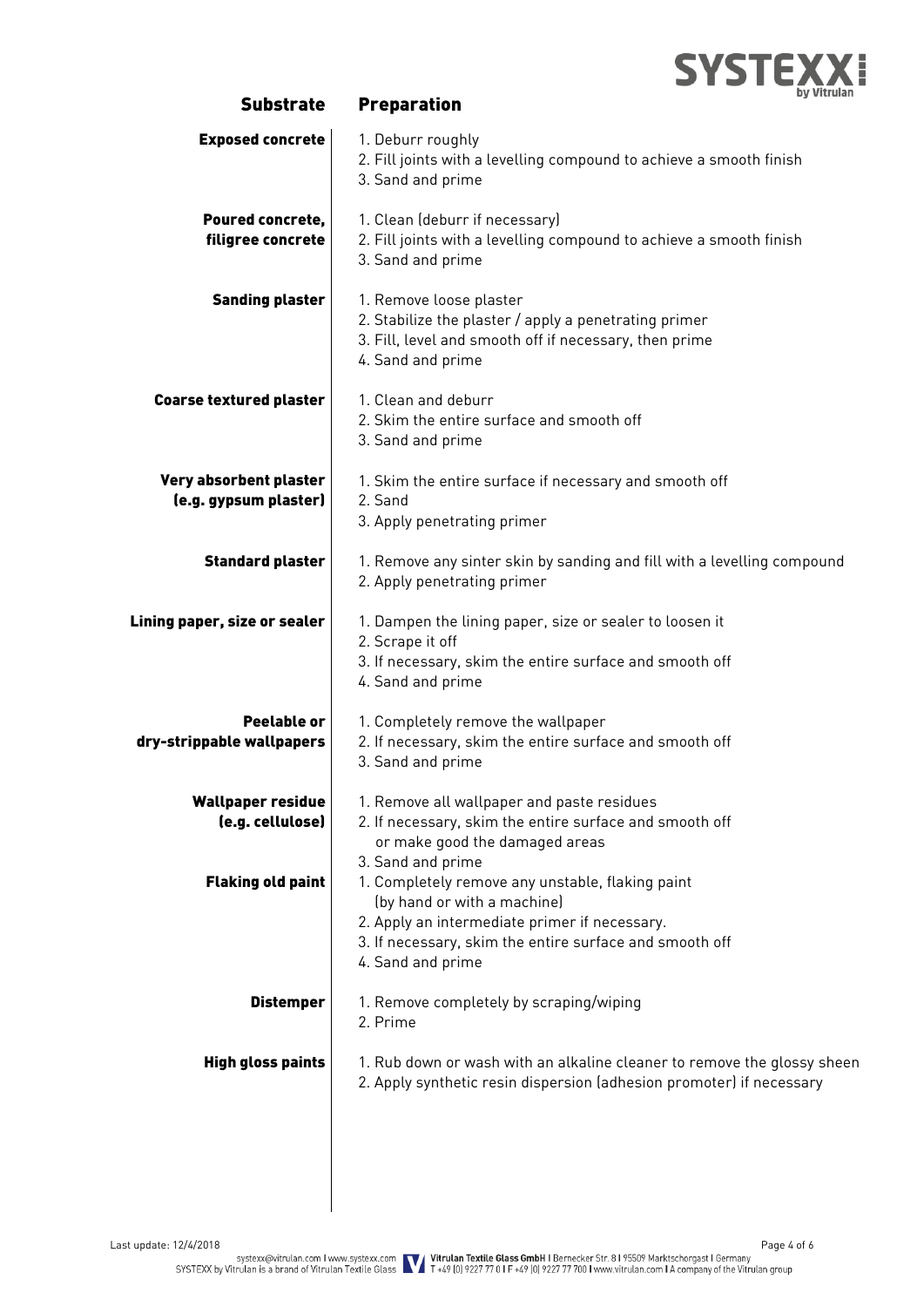| Substrate | Preparation |
|---|---|
| **Exposed concrete** | 1. Deburr roughly<br>2. Fill joints with a levelling compound to achieve a smooth finish<br>3. Sand and prime |
| **Poured concrete, filigree concrete** | 1. Clean (deburr if necessary)<br>2. Fill joints with a levelling compound to achieve a smooth finish<br>3. Sand and prime |
| **Sanding plaster** | 1. Remove loose plaster<br>2. Stabilize the plaster / apply a penetrating primer<br>3. Fill, level and smooth off if necessary, then prime<br>4. Sand and prime |
| **Coarse textured plaster** | 1. Clean and deburr<br>2. Skim the entire surface and smooth off<br>3. Sand and prime |
| **Very absorbent plaster (e.g. gypsum plaster)** | 1. Skim the entire surface if necessary and smooth off<br>2. Sand<br>3. Apply penetrating primer |
| **Standard plaster** | 1. Remove any sinter skin by sanding and fill with a levelling compound<br>2. Apply penetrating primer |
| **Lining paper, size or sealer** | 1. Dampen the lining paper, size or sealer to loosen it<br>2. Scrape it off<br>3. If necessary, skim the entire surface and smooth off<br>4. Sand and prime |
| **Peelable or dry-strippable wallpapers** | 1. Completely remove the wallpaper<br>2. If necessary, skim the entire surface and smooth off<br>3. Sand and prime |
| **Wallpaper residue (e.g. cellulose)** | 1. Remove all wallpaper and paste residues<br>2. If necessary, skim the entire surface and smooth off or make good the damaged areas<br>3. Sand and prime |
| **Flaking old paint** | 1. Completely remove any unstable, flaking paint (by hand or with a machine)<br>2. Apply an intermediate primer if necessary.<br>3. If necessary, skim the entire surface and smooth off<br>4. Sand and prime |
| **Distemper** | 1. Remove completely by scraping/wiping<br>2. Prime |
| **High gloss paints** | 1. Rub down or wash with an alkaline cleaner to remove the glossy sheen<br>2. Apply synthetic resin dispersion (adhesion promoter) if necessary |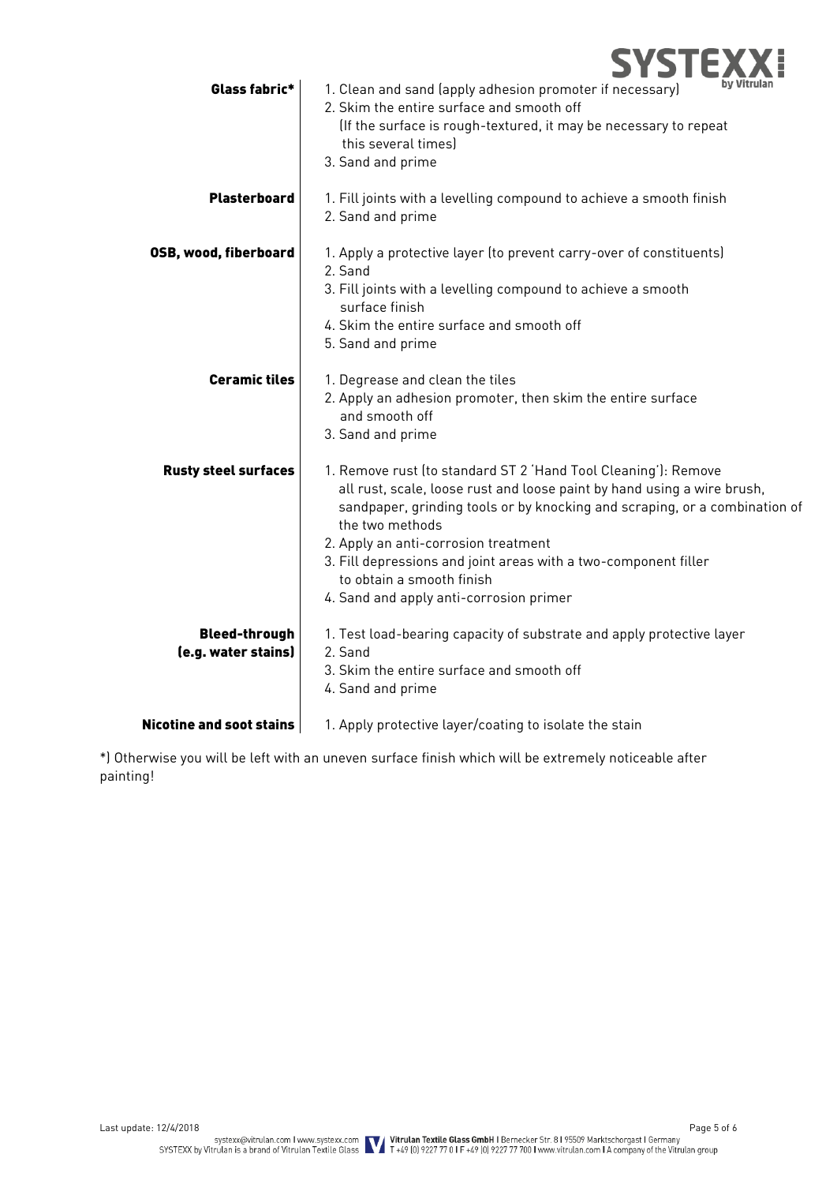| | |
|---|---|
| **Glass fabric*** | 1. Clean and sand (apply adhesion promoter if necessary)<br>2. Skim the entire surface and smooth off<br>(If the surface is rough-textured, it may be necessary to repeat this several times)<br>3. Sand and prime |
| **Plasterboard** | 1. Fill joints with a levelling compound to achieve a smooth finish<br>2. Sand and prime |
| **OSB, wood, fiberboard** | 1. Apply a protective layer (to prevent carry-over of constituents)<br>2. Sand<br>3. Fill joints with a levelling compound to achieve a smooth surface finish<br>4. Skim the entire surface and smooth off<br>5. Sand and prime |
| **Ceramic tiles** | 1. Degrease and clean the tiles<br>2. Apply an adhesion promoter, then skim the entire surface and smooth off<br>3. Sand and prime |
| **Rusty steel surfaces** | 1. Remove rust (to standard ST 2 'Hand Tool Cleaning'): Remove all rust, scale, loose rust and loose paint by hand using a wire brush, sandpaper, grinding tools or by knocking and scraping, or a combination of the two methods<br>2. Apply an anti-corrosion treatment<br>3. Fill depressions and joint areas with a two-component filler to obtain a smooth finish<br>4. Sand and apply anti-corrosion primer |
| **Bleed-through (e.g. water stains)** | 1. Test load-bearing capacity of substrate and apply protective layer<br>2. Sand<br>3. Skim the entire surface and smooth off<br>4. Sand and prime |
| **Nicotine and soot stains** | 1. Apply protective layer/coating to isolate the stain |

*) Otherwise you will be left with an uneven surface finish which will be extremely noticeable after painting!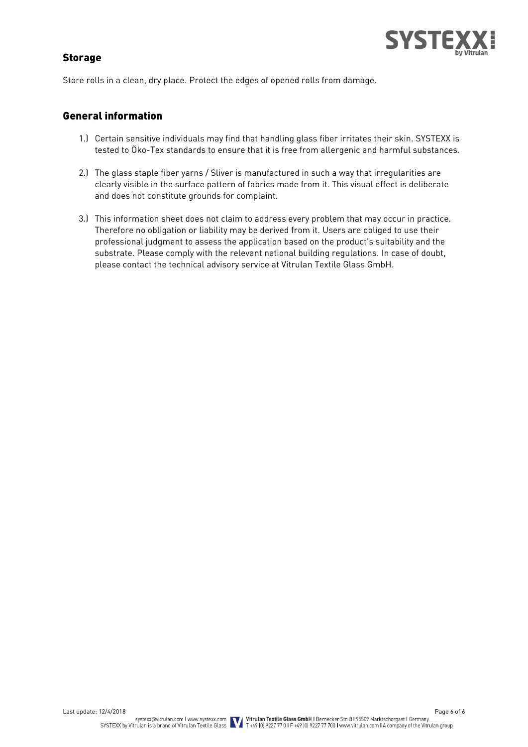## Storage

Store rolls in a clean, dry place. Protect the edges of opened rolls from damage.

## General information

1.) Certain sensitive individuals may find that handling glass fiber irritates their skin. SYSTEXX is tested to Öko-Tex standards to ensure that it is free from allergenic and harmful substances.

2.) The glass staple fiber yarns / Sliver is manufactured in such a way that irregularities are clearly visible in the surface pattern of fabrics made from it. This visual effect is deliberate and does not constitute grounds for complaint.

3.) This information sheet does not claim to address every problem that may occur in practice. Therefore no obligation or liability may be derived from it. Users are obliged to use their professional judgment to assess the application based on the product's suitability and the substrate. Please comply with the relevant national building regulations. In case of doubt, please contact the technical advisory service at Vitrulan Textile Glass GmbH.